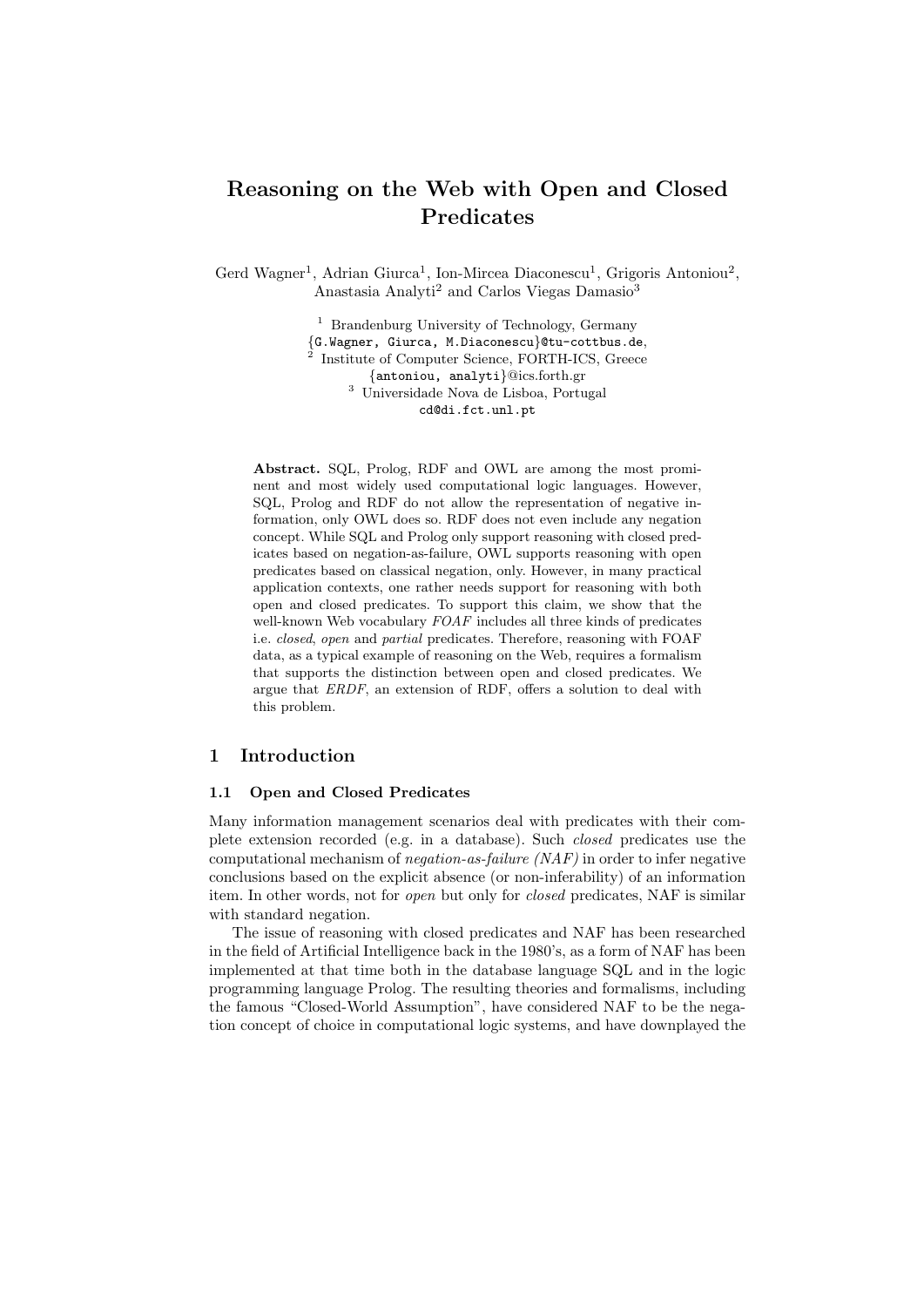# Reasoning on the Web with Open and Closed Predicates

Gerd Wagner[1], Adrian Giurca[1], Ion-Mircea Diaconescu[1], Grigoris Antoniou[2], Anastasia Analyti[2] and Carlos Viegas Damasio[3]

[1] Brandenburg University of Technology, Germany
{G.Wagner, Giurca, M.Diaconescu}@tu-cottbus.de,
[2] Institute of Computer Science, FORTH-ICS, Greece
{antoniou, analyti}@ics.forth.gr
[3] Universidade Nova de Lisboa, Portugal
cd@di.fct.unl.pt

**Abstract.** SQL, Prolog, RDF and OWL are among the most prominent and most widely used computational logic languages. However, SQL, Prolog and RDF do not allow the representation of negative information, only OWL does so. RDF does not even include any negation concept. While SQL and Prolog only support reasoning with closed predicates based on negation-as-failure, OWL supports reasoning with open predicates based on classical negation, only. However, in many practical application contexts, one rather needs support for reasoning with both open and closed predicates. To support this claim, we show that the well-known Web vocabulary *FOAF* includes all three kinds of predicates i.e. *closed*, *open* and *partial* predicates. Therefore, reasoning with FOAF data, as a typical example of reasoning on the Web, requires a formalism that supports the distinction between open and closed predicates. We argue that *ERDF*, an extension of RDF, offers a solution to deal with this problem.

## 1 Introduction

### 1.1 Open and Closed Predicates

Many information management scenarios deal with predicates with their complete extension recorded (e.g. in a database). Such *closed* predicates use the computational mechanism of *negation-as-failure (NAF)* in order to infer negative conclusions based on the explicit absence (or non-inferability) of an information item. In other words, not for *open* but only for *closed* predicates, NAF is similar with standard negation.

The issue of reasoning with closed predicates and NAF has been researched in the field of Artificial Intelligence back in the 1980's, as a form of NAF has been implemented at that time both in the database language SQL and in the logic programming language Prolog. The resulting theories and formalisms, including the famous "Closed-World Assumption", have considered NAF to be the negation concept of choice in computational logic systems, and have downplayed the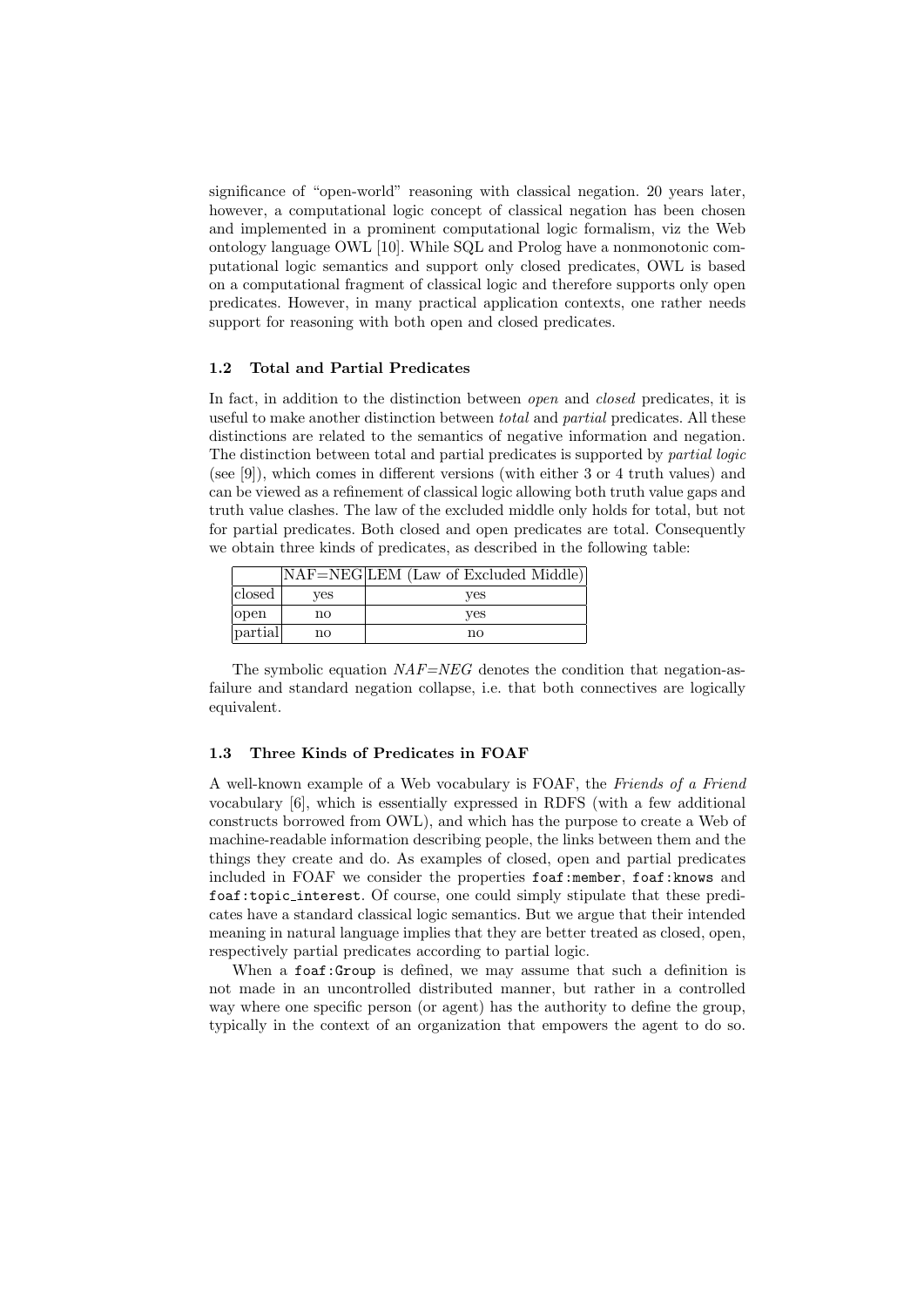significance of "open-world" reasoning with classical negation. 20 years later, however, a computational logic concept of classical negation has been chosen and implemented in a prominent computational logic formalism, viz the Web ontology language OWL [10]. While SQL and Prolog have a nonmonotonic computational logic semantics and support only closed predicates, OWL is based on a computational fragment of classical logic and therefore supports only open predicates. However, in many practical application contexts, one rather needs support for reasoning with both open and closed predicates.

### 1.2 Total and Partial Predicates

In fact, in addition to the distinction between *open* and *closed* predicates, it is useful to make another distinction between *total* and *partial* predicates. All these distinctions are related to the semantics of negative information and negation. The distinction between total and partial predicates is supported by *partial logic* (see [9]), which comes in different versions (with either 3 or 4 truth values) and can be viewed as a refinement of classical logic allowing both truth value gaps and truth value clashes. The law of the excluded middle only holds for total, but not for partial predicates. Both closed and open predicates are total. Consequently we obtain three kinds of predicates, as described in the following table:

| | NAF=NEG | LEM (Law of Excluded Middle) |
|---|---|---|
| closed | yes | yes |
| open | no | yes |
| partial | no | no |

The symbolic equation *NAF=NEG* denotes the condition that negation-as-failure and standard negation collapse, i.e. that both connectives are logically equivalent.

### 1.3 Three Kinds of Predicates in FOAF

A well-known example of a Web vocabulary is FOAF, the *Friends of a Friend* vocabulary [6], which is essentially expressed in RDFS (with a few additional constructs borrowed from OWL), and which has the purpose to create a Web of machine-readable information describing people, the links between them and the things they create and do. As examples of closed, open and partial predicates included in FOAF we consider the properties `foaf:member`, `foaf:knows` and `foaf:topic_interest`. Of course, one could simply stipulate that these predicates have a standard classical logic semantics. But we argue that their intended meaning in natural language implies that they are better treated as closed, open, respectively partial predicates according to partial logic.

When a `foaf:Group` is defined, we may assume that such a definition is not made in an uncontrolled distributed manner, but rather in a controlled way where one specific person (or agent) has the authority to define the group, typically in the context of an organization that empowers the agent to do so.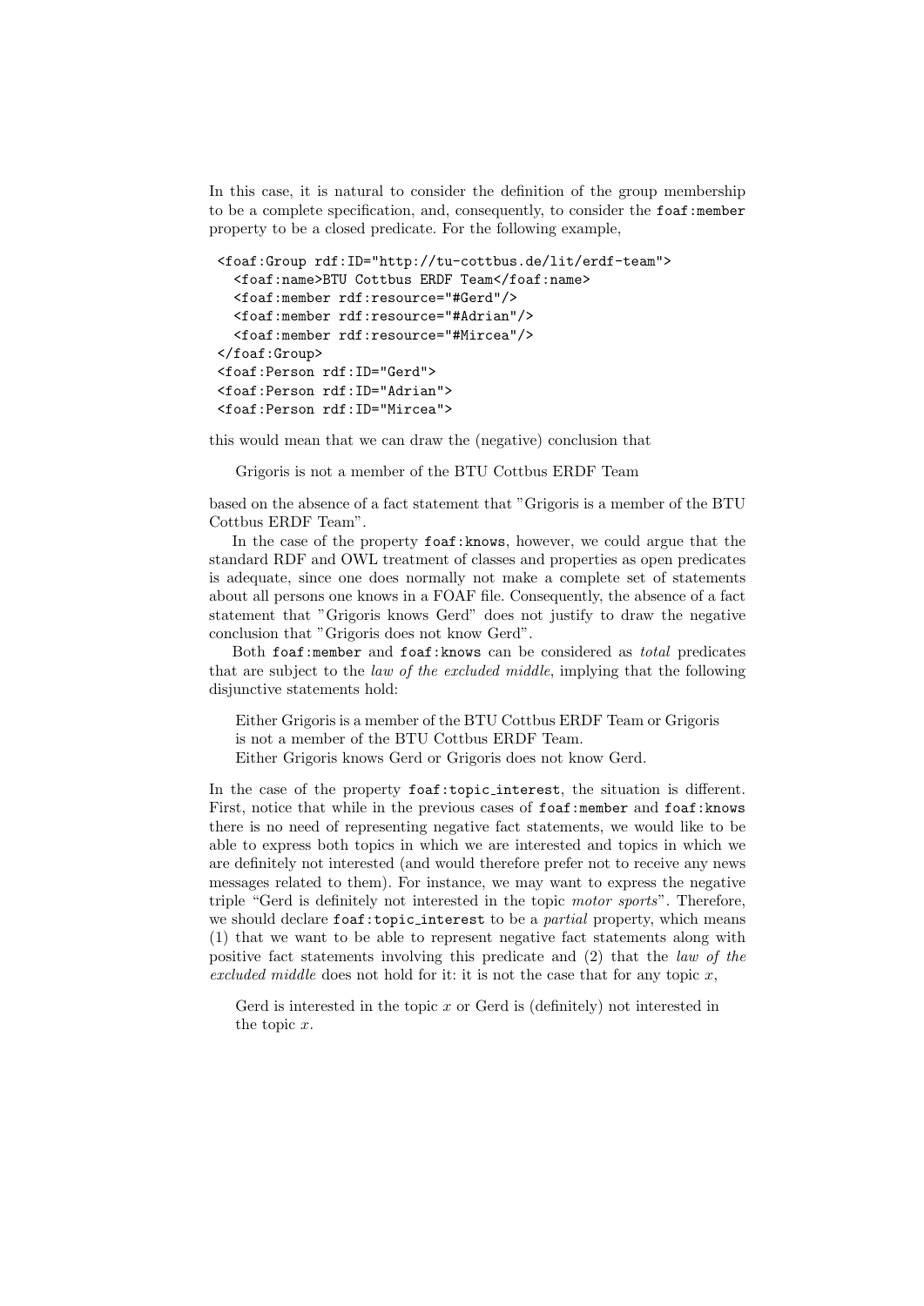In this case, it is natural to consider the definition of the group membership to be a complete specification, and, consequently, to consider the `foaf:member` property to be a closed predicate. For the following example,

```
<foaf:Group rdf:ID="http://tu-cottbus.de/lit/erdf-team">
  <foaf:name>BTU Cottbus ERDF Team</foaf:name>
  <foaf:member rdf:resource="#Gerd"/>
  <foaf:member rdf:resource="#Adrian"/>
  <foaf:member rdf:resource="#Mircea"/>
</foaf:Group>
<foaf:Person rdf:ID="Gerd">
<foaf:Person rdf:ID="Adrian">
<foaf:Person rdf:ID="Mircea">
```

this would mean that we can draw the (negative) conclusion that

> Grigoris is not a member of the BTU Cottbus ERDF Team

based on the absence of a fact statement that "Grigoris is a member of the BTU Cottbus ERDF Team".

In the case of the property `foaf:knows`, however, we could argue that the standard RDF and OWL treatment of classes and properties as open predicates is adequate, since one does normally not make a complete set of statements about all persons one knows in a FOAF file. Consequently, the absence of a fact statement that "Grigoris knows Gerd" does not justify to draw the negative conclusion that "Grigoris does not know Gerd".

Both `foaf:member` and `foaf:knows` can be considered as *total* predicates that are subject to the *law of the excluded middle*, implying that the following disjunctive statements hold:

> Either Grigoris is a member of the BTU Cottbus ERDF Team or Grigoris is not a member of the BTU Cottbus ERDF Team.
> Either Grigoris knows Gerd or Grigoris does not know Gerd.

In the case of the property `foaf:topic_interest`, the situation is different. First, notice that while in the previous cases of `foaf:member` and `foaf:knows` there is no need of representing negative fact statements, we would like to be able to express both topics in which we are interested and topics in which we are definitely not interested (and would therefore prefer not to receive any news messages related to them). For instance, we may want to express the negative triple "Gerd is definitely not interested in the topic *motor sports*". Therefore, we should declare `foaf:topic_interest` to be a *partial* property, which means (1) that we want to be able to represent negative fact statements along with positive fact statements involving this predicate and (2) that the *law of the excluded middle* does not hold for it: it is not the case that for any topic $x$,

> Gerd is interested in the topic $x$ or Gerd is (definitely) not interested in the topic $x$.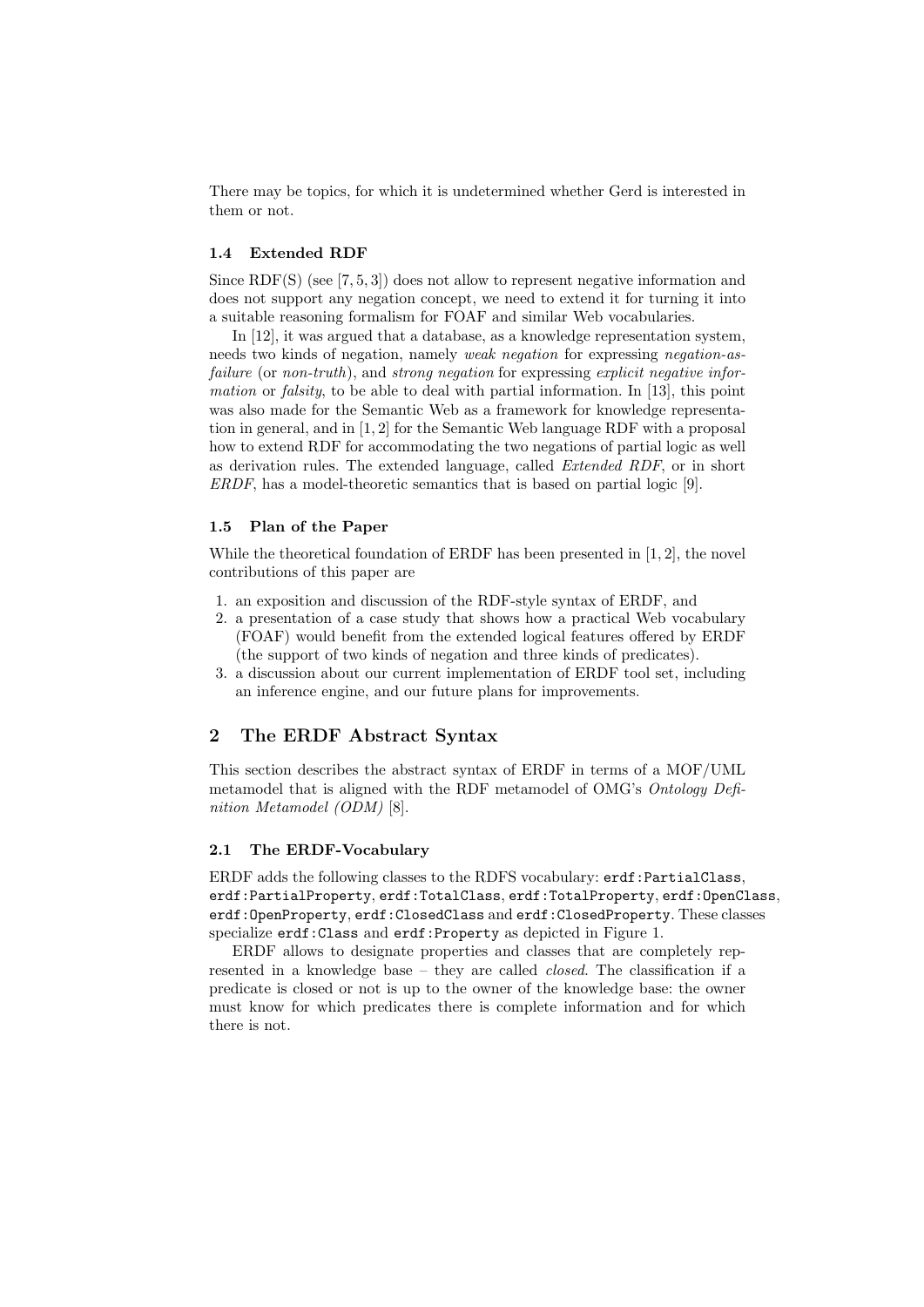There may be topics, for which it is undetermined whether Gerd is interested in them or not.

### 1.4 Extended RDF

Since RDF(S) (see [7, 5, 3]) does not allow to represent negative information and does not support any negation concept, we need to extend it for turning it into a suitable reasoning formalism for FOAF and similar Web vocabularies.

In [12], it was argued that a database, as a knowledge representation system, needs two kinds of negation, namely *weak negation* for expressing *negation-as-failure* (or *non-truth*), and *strong negation* for expressing *explicit negative information* or *falsity*, to be able to deal with partial information. In [13], this point was also made for the Semantic Web as a framework for knowledge representation in general, and in [1, 2] for the Semantic Web language RDF with a proposal how to extend RDF for accommodating the two negations of partial logic as well as derivation rules. The extended language, called *Extended RDF*, or in short *ERDF*, has a model-theoretic semantics that is based on partial logic [9].

### 1.5 Plan of the Paper

While the theoretical foundation of ERDF has been presented in [1, 2], the novel contributions of this paper are

1. an exposition and discussion of the RDF-style syntax of ERDF, and
2. a presentation of a case study that shows how a practical Web vocabulary (FOAF) would benefit from the extended logical features offered by ERDF (the support of two kinds of negation and three kinds of predicates).
3. a discussion about our current implementation of ERDF tool set, including an inference engine, and our future plans for improvements.

## 2 The ERDF Abstract Syntax

This section describes the abstract syntax of ERDF in terms of a MOF/UML metamodel that is aligned with the RDF metamodel of OMG's *Ontology Definition Metamodel (ODM)* [8].

### 2.1 The ERDF-Vocabulary

ERDF adds the following classes to the RDFS vocabulary: `erdf:PartialClass`, `erdf:PartialProperty`, `erdf:TotalClass`, `erdf:TotalProperty`, `erdf:OpenClass`, `erdf:OpenProperty`, `erdf:ClosedClass` and `erdf:ClosedProperty`. These classes specialize `erdf:Class` and `erdf:Property` as depicted in Figure 1.

ERDF allows to designate properties and classes that are completely represented in a knowledge base – they are called *closed*. The classification if a predicate is closed or not is up to the owner of the knowledge base: the owner must know for which predicates there is complete information and for which there is not.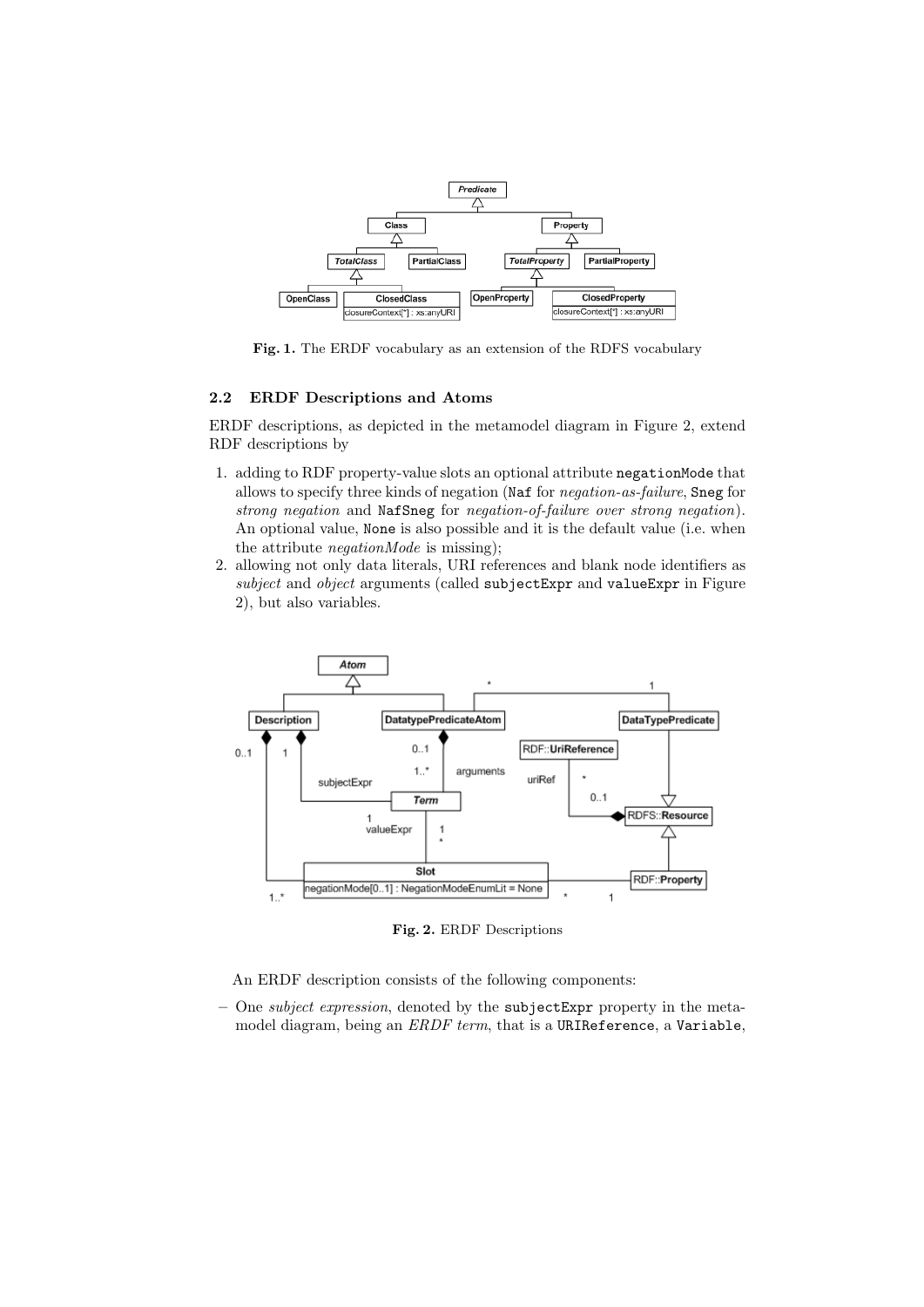**Fig. 1.** The ERDF vocabulary as an extension of the RDFS vocabulary

### 2.2 ERDF Descriptions and Atoms

ERDF descriptions, as depicted in the metamodel diagram in Figure 2, extend RDF descriptions by

1. adding to RDF property-value slots an optional attribute `negationMode` that allows to specify three kinds of negation (`Naf` for *negation-as-failure*, `Sneg` for *strong negation* and `NafSneg` for *negation-of-failure over strong negation*). An optional value, `None` is also possible and it is the default value (i.e. when the attribute *negationMode* is missing);
2. allowing not only data literals, URI references and blank node identifiers as *subject* and *object* arguments (called `subjectExpr` and `valueExpr` in Figure 2), but also variables.

**Fig. 2.** ERDF Descriptions

An ERDF description consists of the following components:

– One *subject expression*, denoted by the `subjectExpr` property in the metamodel diagram, being an *ERDF term*, that is a `URIReference`, a `Variable`,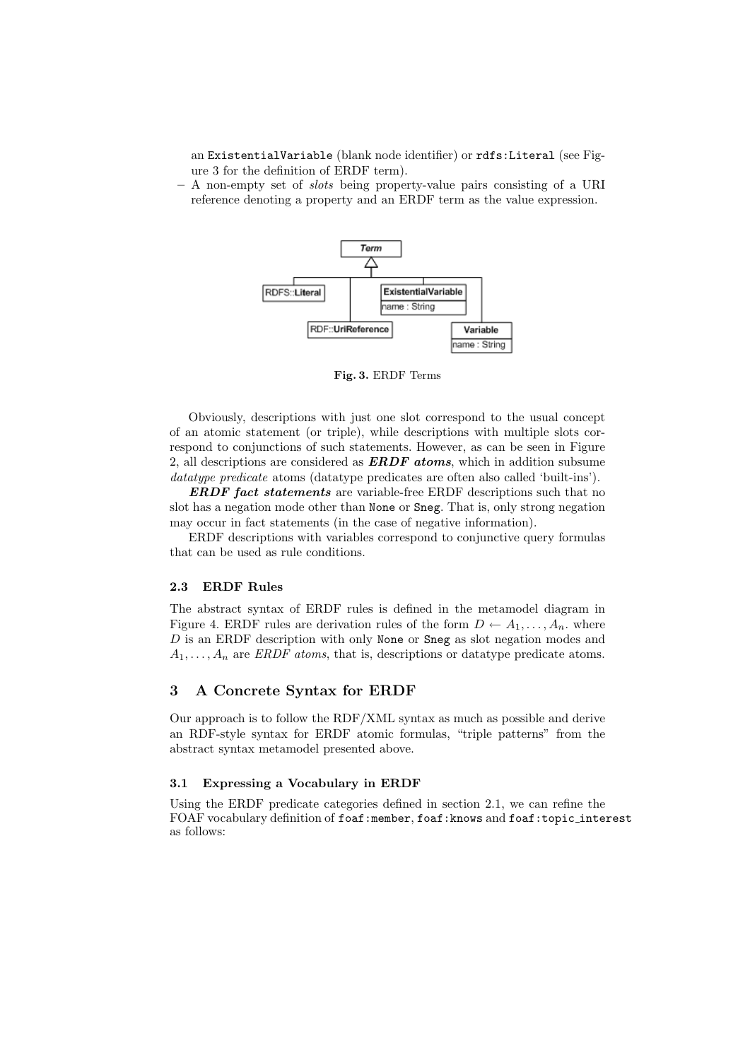an `ExistentialVariable` (blank node identifier) or `rdfs:Literal` (see Figure 3 for the definition of ERDF term).

– A non-empty set of *slots* being property-value pairs consisting of a URI reference denoting a property and an ERDF term as the value expression.

**Fig. 3.** ERDF Terms

Obviously, descriptions with just one slot correspond to the usual concept of an atomic statement (or triple), while descriptions with multiple slots correspond to conjunctions of such statements. However, as can be seen in Figure 2, all descriptions are considered as ***ERDF atoms***, which in addition subsume *datatype predicate* atoms (datatype predicates are often also called 'built-ins').

***ERDF fact statements*** are variable-free ERDF descriptions such that no slot has a negation mode other than `None` or `Sneg`. That is, only strong negation may occur in fact statements (in the case of negative information).

ERDF descriptions with variables correspond to conjunctive query formulas that can be used as rule conditions.

### 2.3 ERDF Rules

The abstract syntax of ERDF rules is defined in the metamodel diagram in Figure 4. ERDF rules are derivation rules of the form $D \leftarrow A_1, \ldots, A_n$. where $D$ is an ERDF description with only `None` or `Sneg` as slot negation modes and $A_1, \ldots, A_n$ are *ERDF atoms*, that is, descriptions or datatype predicate atoms.

## 3 A Concrete Syntax for ERDF

Our approach is to follow the RDF/XML syntax as much as possible and derive an RDF-style syntax for ERDF atomic formulas, "triple patterns" from the abstract syntax metamodel presented above.

### 3.1 Expressing a Vocabulary in ERDF

Using the ERDF predicate categories defined in section 2.1, we can refine the FOAF vocabulary definition of `foaf:member`, `foaf:knows` and `foaf:topic_interest` as follows: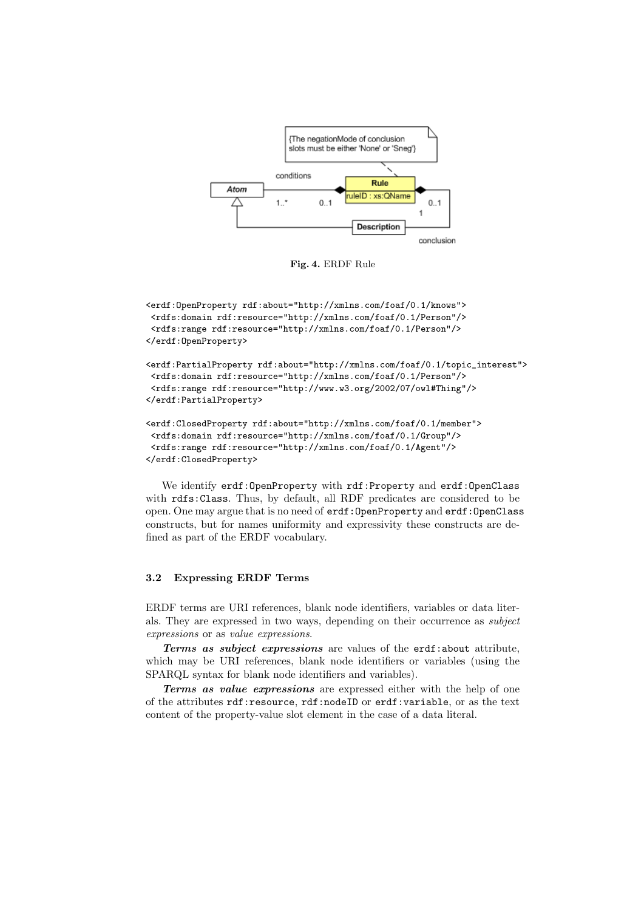{The negationMode of conclusion slots must be either 'None' or 'Sneg'}

conditions

Atom

Rule

ruleID : xs:QName

1..*

0..1

0..1

1

Description

conclusion

**Fig. 4.** ERDF Rule

```
<erdf:OpenProperty rdf:about="http://xmlns.com/foaf/0.1/knows">
 <rdfs:domain rdf:resource="http://xmlns.com/foaf/0.1/Person"/>
 <rdfs:range rdf:resource="http://xmlns.com/foaf/0.1/Person"/>
</erdf:OpenProperty>

<erdf:PartialProperty rdf:about="http://xmlns.com/foaf/0.1/topic_interest">
 <rdfs:domain rdf:resource="http://xmlns.com/foaf/0.1/Person"/>
 <rdfs:range rdf:resource="http://www.w3.org/2002/07/owl#Thing"/>
</erdf:PartialProperty>

<erdf:ClosedProperty rdf:about="http://xmlns.com/foaf/0.1/member">
 <rdfs:domain rdf:resource="http://xmlns.com/foaf/0.1/Group"/>
 <rdfs:range rdf:resource="http://xmlns.com/foaf/0.1/Agent"/>
</erdf:ClosedProperty>
```

We identify `erdf:OpenProperty` with `rdf:Property` and `erdf:OpenClass` with `rdfs:Class`. Thus, by default, all RDF predicates are considered to be open. One may argue that is no need of `erdf:OpenProperty` and `erdf:OpenClass` constructs, but for names uniformity and expressivity these constructs are defined as part of the ERDF vocabulary.

### 3.2 Expressing ERDF Terms

ERDF terms are URI references, blank node identifiers, variables or data literals. They are expressed in two ways, depending on their occurrence as *subject expressions* or as *value expressions*.

***Terms as subject expressions*** are values of the `erdf:about` attribute, which may be URI references, blank node identifiers or variables (using the SPARQL syntax for blank node identifiers and variables).

***Terms as value expressions*** are expressed either with the help of one of the attributes `rdf:resource`, `rdf:nodeID` or `erdf:variable`, or as the text content of the property-value slot element in the case of a data literal.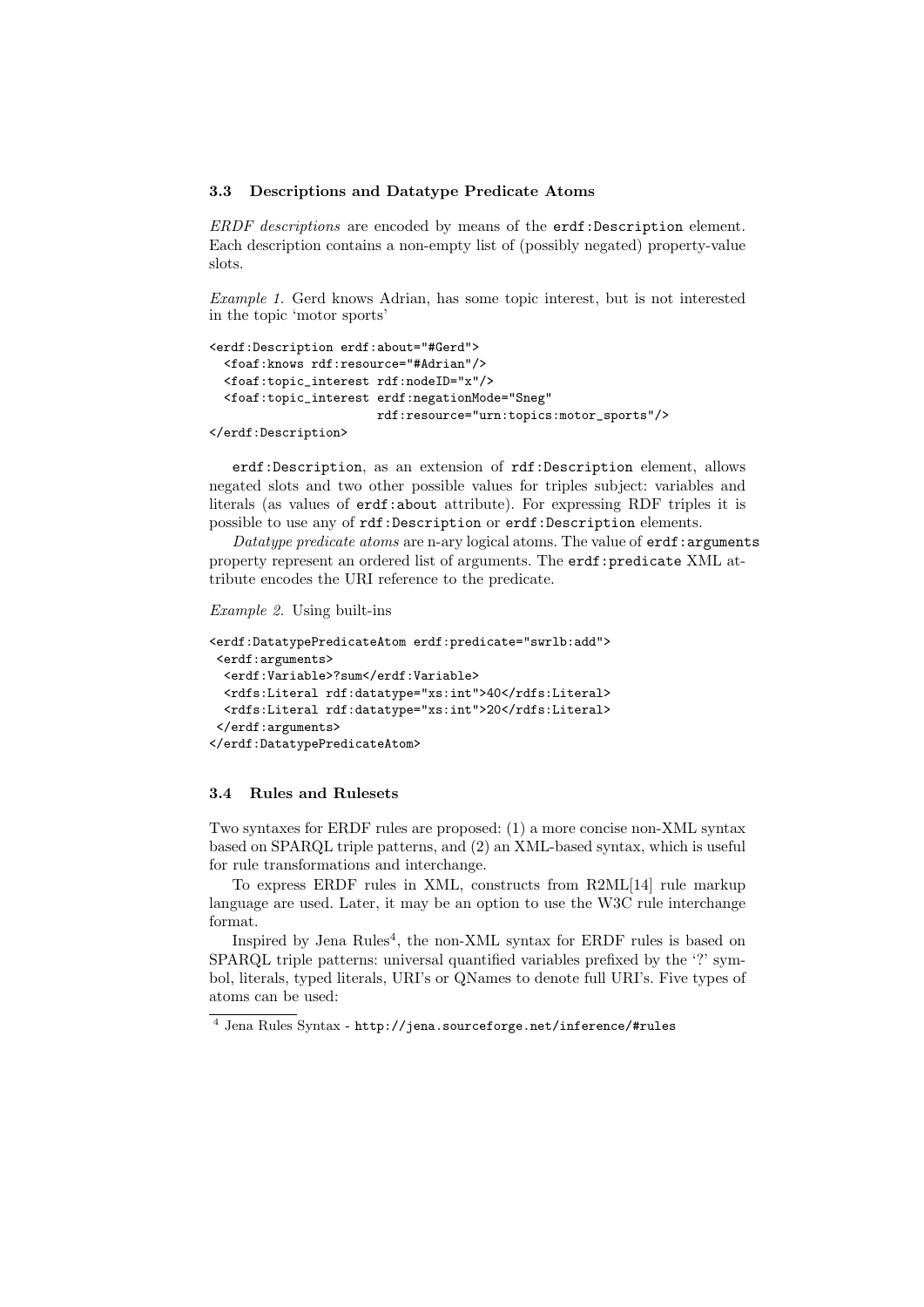### 3.3 Descriptions and Datatype Predicate Atoms

*ERDF descriptions* are encoded by means of the `erdf:Description` element. Each description contains a non-empty list of (possibly negated) property-value slots.

*Example 1.* Gerd knows Adrian, has some topic interest, but is not interested in the topic 'motor sports'

```
<erdf:Description erdf:about="#Gerd">
  <foaf:knows rdf:resource="#Adrian"/>
  <foaf:topic_interest rdf:nodeID="x"/>
  <foaf:topic_interest erdf:negationMode="Sneg"
                       rdf:resource="urn:topics:motor_sports"/>
</erdf:Description>
```

`erdf:Description`, as an extension of `rdf:Description` element, allows negated slots and two other possible values for triples subject: variables and literals (as values of `erdf:about` attribute). For expressing RDF triples it is possible to use any of `rdf:Description` or `erdf:Description` elements.

*Datatype predicate atoms* are n-ary logical atoms. The value of `erdf:arguments` property represent an ordered list of arguments. The `erdf:predicate` XML attribute encodes the URI reference to the predicate.

*Example 2.* Using built-ins

```
<erdf:DatatypePredicateAtom erdf:predicate="swrlb:add">
 <erdf:arguments>
  <erdf:Variable>?sum</erdf:Variable>
  <rdfs:Literal rdf:datatype="xs:int">40</rdfs:Literal>
  <rdfs:Literal rdf:datatype="xs:int">20</rdfs:Literal>
 </erdf:arguments>
</erdf:DatatypePredicateAtom>
```

### 3.4 Rules and Rulesets

Two syntaxes for ERDF rules are proposed: (1) a more concise non-XML syntax based on SPARQL triple patterns, and (2) an XML-based syntax, which is useful for rule transformations and interchange.

To express ERDF rules in XML, constructs from R2ML[14] rule markup language are used. Later, it may be an option to use the W3C rule interchange format.

Inspired by Jena Rules[4], the non-XML syntax for ERDF rules is based on SPARQL triple patterns: universal quantified variables prefixed by the '?' symbol, literals, typed literals, URI's or QNames to denote full URI's. Five types of atoms can be used:

[4] Jena Rules Syntax - `http://jena.sourceforge.net/inference/#rules`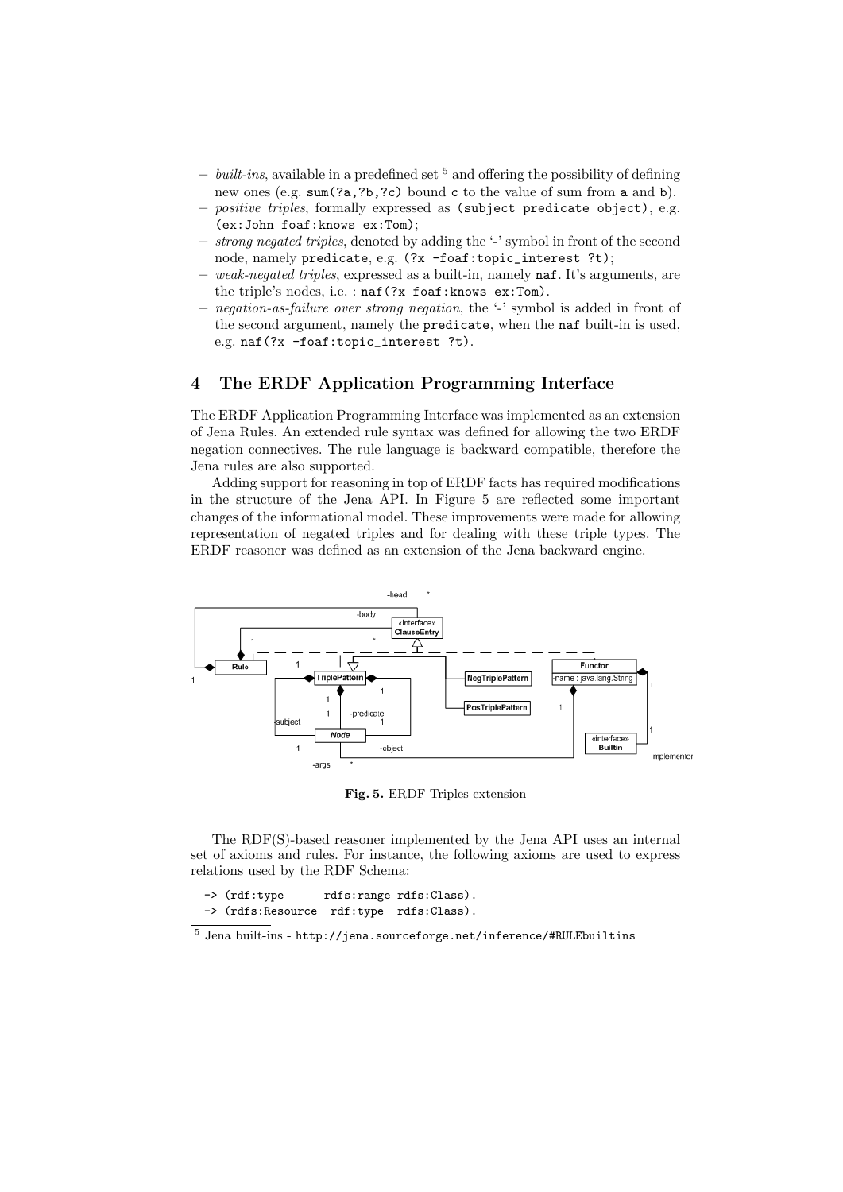- *built-ins*, available in a predefined set [5] and offering the possibility of defining new ones (e.g. `sum(?a,?b,?c)` bound `c` to the value of sum from `a` and `b`).
- *positive triples*, formally expressed as `(subject predicate object)`, e.g. `(ex:John foaf:knows ex:Tom)`;
- *strong negated triples*, denoted by adding the '-' symbol in front of the second node, namely `predicate`, e.g. `(?x -foaf:topic_interest ?t)`;
- *weak-negated triples*, expressed as a built-in, namely `naf`. It's arguments, are the triple's nodes, i.e. : `naf(?x foaf:knows ex:Tom)`.
- *negation-as-failure over strong negation*, the '-' symbol is added in front of the second argument, namely the `predicate`, when the `naf` built-in is used, e.g. `naf(?x -foaf:topic_interest ?t)`.

## 4 The ERDF Application Programming Interface

The ERDF Application Programming Interface was implemented as an extension of Jena Rules. An extended rule syntax was defined for allowing the two ERDF negation connectives. The rule language is backward compatible, therefore the Jena rules are also supported.

Adding support for reasoning in top of ERDF facts has required modifications in the structure of the Jena API. In Figure 5 are reflected some important changes of the informational model. These improvements were made for allowing representation of negated triples and for dealing with these triple types. The ERDF reasoner was defined as an extension of the Jena backward engine.

**Fig. 5.** ERDF Triples extension

The RDF(S)-based reasoner implemented by the Jena API uses an internal set of axioms and rules. For instance, the following axioms are used to express relations used by the RDF Schema:

```
-> (rdf:type      rdfs:range rdfs:Class).
-> (rdfs:Resource  rdf:type  rdfs:Class).
```

[5] Jena built-ins - http://jena.sourceforge.net/inference/#RULEbuiltins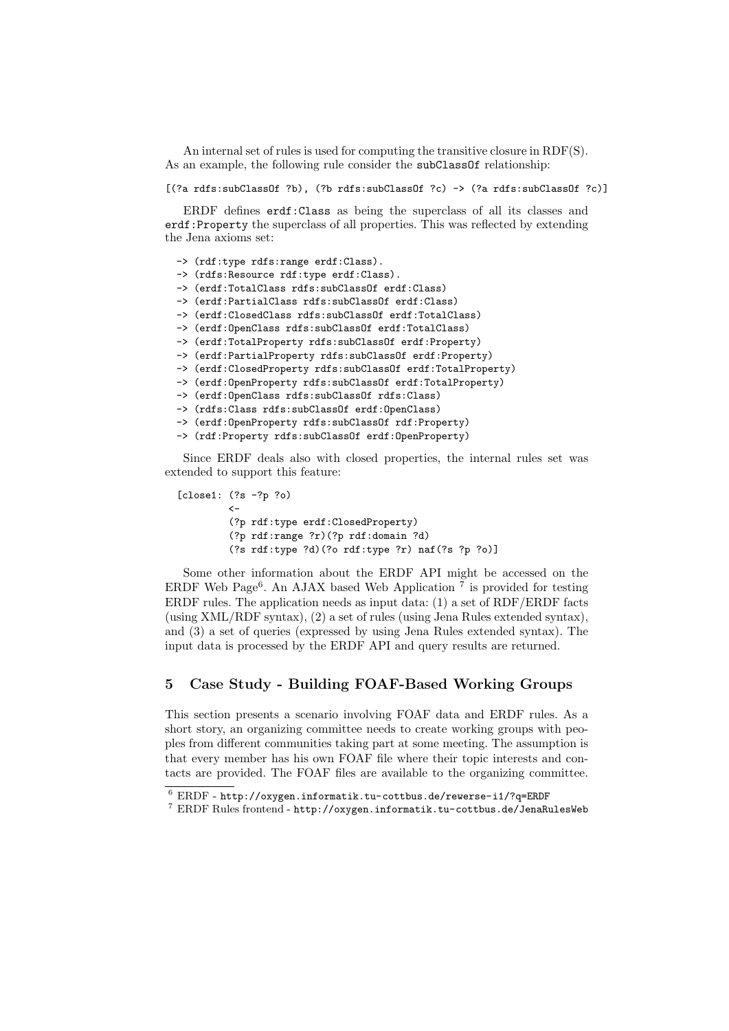An internal set of rules is used for computing the transitive closure in RDF(S). As an example, the following rule consider the `subClassOf` relationship:

```
[(?a rdfs:subClassOf ?b), (?b rdfs:subClassOf ?c) -> (?a rdfs:subClassOf ?c)]
```

ERDF defines `erdf:Class` as being the superclass of all its classes and `erdf:Property` the superclass of all properties. This was reflected by extending the Jena axioms set:

```
-> (rdf:type rdfs:range erdf:Class).
-> (rdfs:Resource rdf:type erdf:Class).
-> (erdf:TotalClass rdfs:subClassOf erdf:Class)
-> (erdf:PartialClass rdfs:subClassOf erdf:Class)
-> (erdf:ClosedClass rdfs:subClassOf erdf:TotalClass)
-> (erdf:OpenClass rdfs:subClassOf erdf:TotalClass)
-> (erdf:TotalProperty rdfs:subClassOf erdf:Property)
-> (erdf:PartialProperty rdfs:subClassOf erdf:Property)
-> (erdf:ClosedProperty rdfs:subClassOf erdf:TotalProperty)
-> (erdf:OpenProperty rdfs:subClassOf erdf:TotalProperty)
-> (erdf:OpenClass rdfs:subClassOf rdfs:Class)
-> (rdfs:Class rdfs:subClassOf erdf:OpenClass)
-> (erdf:OpenProperty rdfs:subClassOf rdf:Property)
-> (rdf:Property rdfs:subClassOf erdf:OpenProperty)
```

Since ERDF deals also with closed properties, the internal rules set was extended to support this feature:

```
[close1: (?s -?p ?o)
        <-
        (?p rdf:type erdf:ClosedProperty)
        (?p rdf:range ?r)(?p rdf:domain ?d)
        (?s rdf:type ?d)(?o rdf:type ?r) naf(?s ?p ?o)]
```

Some other information about the ERDF API might be accessed on the ERDF Web Page[6]. An AJAX based Web Application [7] is provided for testing ERDF rules. The application needs as input data: (1) a set of RDF/ERDF facts (using XML/RDF syntax), (2) a set of rules (using Jena Rules extended syntax), and (3) a set of queries (expressed by using Jena Rules extended syntax). The input data is processed by the ERDF API and query results are returned.

## 5 Case Study - Building FOAF-Based Working Groups

This section presents a scenario involving FOAF data and ERDF rules. As a short story, an organizing committee needs to create working groups with peoples from different communities taking part at some meeting. The assumption is that every member has his own FOAF file where their topic interests and contacts are provided. The FOAF files are available to the organizing committee.

[6] ERDF - `http://oxygen.informatik.tu-cottbus.de/rewerse-i1/?q=ERDF`

[7] ERDF Rules frontend - `http://oxygen.informatik.tu-cottbus.de/JenaRulesWeb`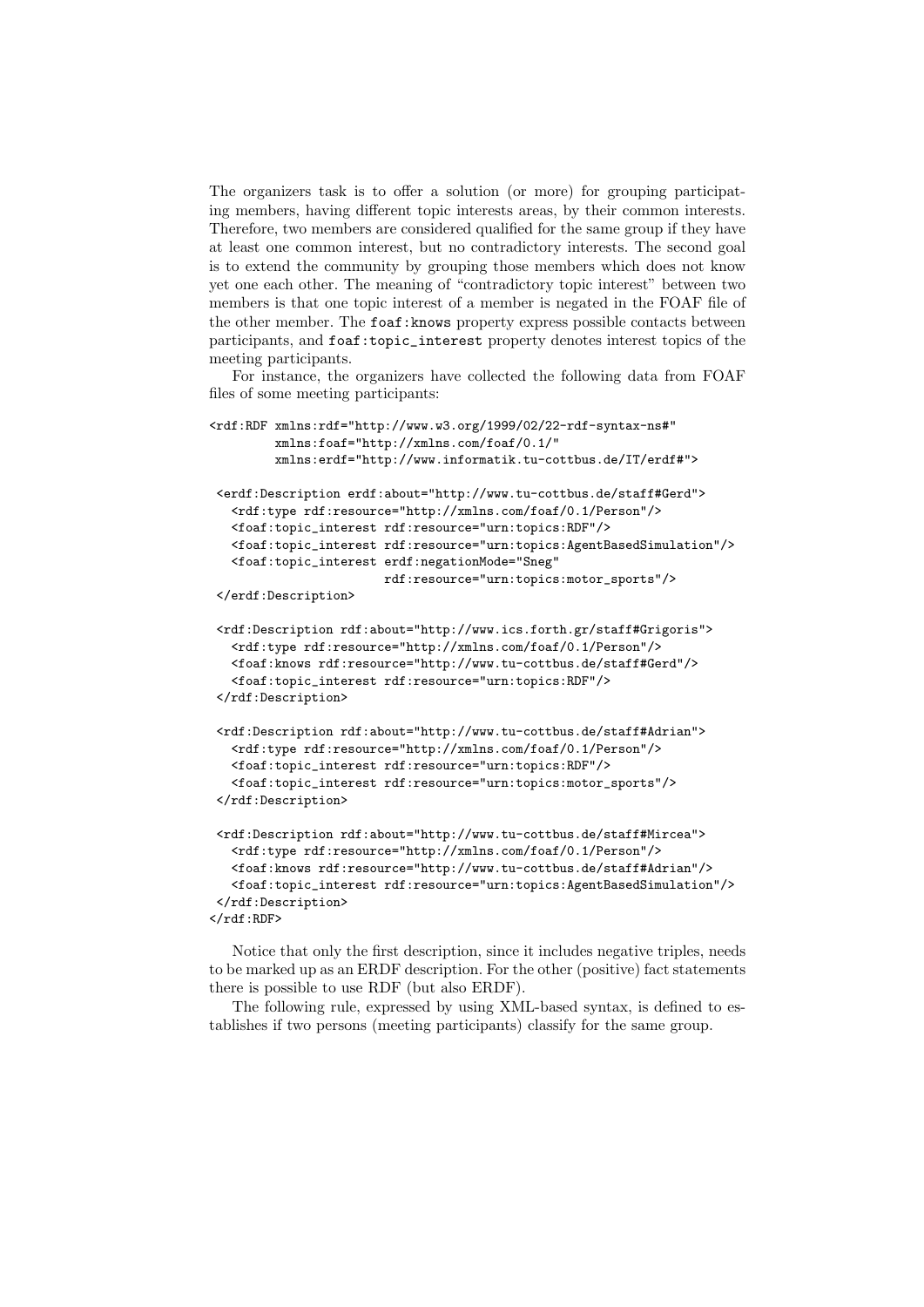The organizers task is to offer a solution (or more) for grouping participating members, having different topic interests areas, by their common interests. Therefore, two members are considered qualified for the same group if they have at least one common interest, but no contradictory interests. The second goal is to extend the community by grouping those members which does not know yet one each other. The meaning of "contradictory topic interest" between two members is that one topic interest of a member is negated in the FOAF file of the other member. The `foaf:knows` property express possible contacts between participants, and `foaf:topic_interest` property denotes interest topics of the meeting participants.

For instance, the organizers have collected the following data from FOAF files of some meeting participants:

```
<rdf:RDF xmlns:rdf="http://www.w3.org/1999/02/22-rdf-syntax-ns#"
         xmlns:foaf="http://xmlns.com/foaf/0.1/"
         xmlns:erdf="http://www.informatik.tu-cottbus.de/IT/erdf#">

 <erdf:Description erdf:about="http://www.tu-cottbus.de/staff#Gerd">
   <rdf:type rdf:resource="http://xmlns.com/foaf/0.1/Person"/>
   <foaf:topic_interest rdf:resource="urn:topics:RDF"/>
   <foaf:topic_interest rdf:resource="urn:topics:AgentBasedSimulation"/>
   <foaf:topic_interest erdf:negationMode="Sneg"
                        rdf:resource="urn:topics:motor_sports"/>
 </erdf:Description>

 <rdf:Description rdf:about="http://www.ics.forth.gr/staff#Grigoris">
   <rdf:type rdf:resource="http://xmlns.com/foaf/0.1/Person"/>
   <foaf:knows rdf:resource="http://www.tu-cottbus.de/staff#Gerd"/>
   <foaf:topic_interest rdf:resource="urn:topics:RDF"/>
 </rdf:Description>

 <rdf:Description rdf:about="http://www.tu-cottbus.de/staff#Adrian">
   <rdf:type rdf:resource="http://xmlns.com/foaf/0.1/Person"/>
   <foaf:topic_interest rdf:resource="urn:topics:RDF"/>
   <foaf:topic_interest rdf:resource="urn:topics:motor_sports"/>
 </rdf:Description>

 <rdf:Description rdf:about="http://www.tu-cottbus.de/staff#Mircea">
   <rdf:type rdf:resource="http://xmlns.com/foaf/0.1/Person"/>
   <foaf:knows rdf:resource="http://www.tu-cottbus.de/staff#Adrian"/>
   <foaf:topic_interest rdf:resource="urn:topics:AgentBasedSimulation"/>
 </rdf:Description>
</rdf:RDF>
```

Notice that only the first description, since it includes negative triples, needs to be marked up as an ERDF description. For the other (positive) fact statements there is possible to use RDF (but also ERDF).

The following rule, expressed by using XML-based syntax, is defined to establishes if two persons (meeting participants) classify for the same group.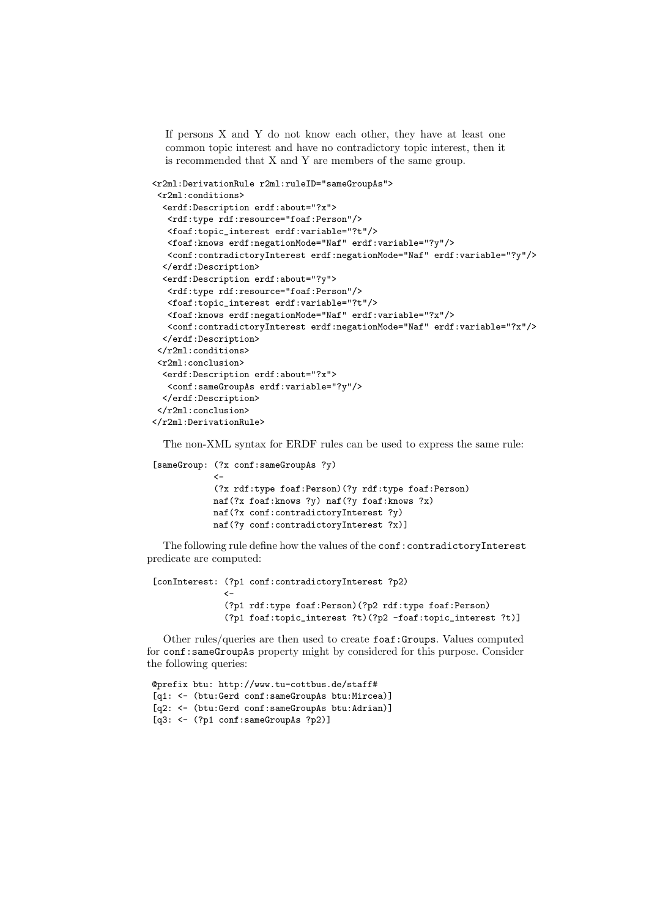If persons X and Y do not know each other, they have at least one common topic interest and have no contradictory topic interest, then it is recommended that X and Y are members of the same group.

```
<r2ml:DerivationRule r2ml:ruleID="sameGroupAs">
 <r2ml:conditions>
  <erdf:Description erdf:about="?x">
   <rdf:type rdf:resource="foaf:Person"/>
   <foaf:topic_interest erdf:variable="?t"/>
   <foaf:knows erdf:negationMode="Naf" erdf:variable="?y"/>
   <conf:contradictoryInterest erdf:negationMode="Naf" erdf:variable="?y"/>
  </erdf:Description>
  <erdf:Description erdf:about="?y">
   <rdf:type rdf:resource="foaf:Person"/>
   <foaf:topic_interest erdf:variable="?t"/>
   <foaf:knows erdf:negationMode="Naf" erdf:variable="?x"/>
   <conf:contradictoryInterest erdf:negationMode="Naf" erdf:variable="?x"/>
  </erdf:Description>
 </r2ml:conditions>
 <r2ml:conclusion>
  <erdf:Description erdf:about="?x">
   <conf:sameGroupAs erdf:variable="?y"/>
  </erdf:Description>
 </r2ml:conclusion>
</r2ml:DerivationRule>
```

The non-XML syntax for ERDF rules can be used to express the same rule:

```
[sameGroup: (?x conf:sameGroupAs ?y)
            <-
            (?x rdf:type foaf:Person)(?y rdf:type foaf:Person)
            naf(?x foaf:knows ?y) naf(?y foaf:knows ?x)
            naf(?x conf:contradictoryInterest ?y)
            naf(?y conf:contradictoryInterest ?x)]
```

The following rule define how the values of the `conf:contradictoryInterest` predicate are computed:

```
[conInterest: (?p1 conf:contradictoryInterest ?p2)
              <-
              (?p1 rdf:type foaf:Person)(?p2 rdf:type foaf:Person)
              (?p1 foaf:topic_interest ?t)(?p2 -foaf:topic_interest ?t)]
```

Other rules/queries are then used to create `foaf:Groups`. Values computed for `conf:sameGroupAs` property might by considered for this purpose. Consider the following queries:

```
@prefix btu: http://www.tu-cottbus.de/staff#
[q1: <- (btu:Gerd conf:sameGroupAs btu:Mircea)]
[q2: <- (btu:Gerd conf:sameGroupAs btu:Adrian)]
[q3: <- (?p1 conf:sameGroupAs ?p2)]
```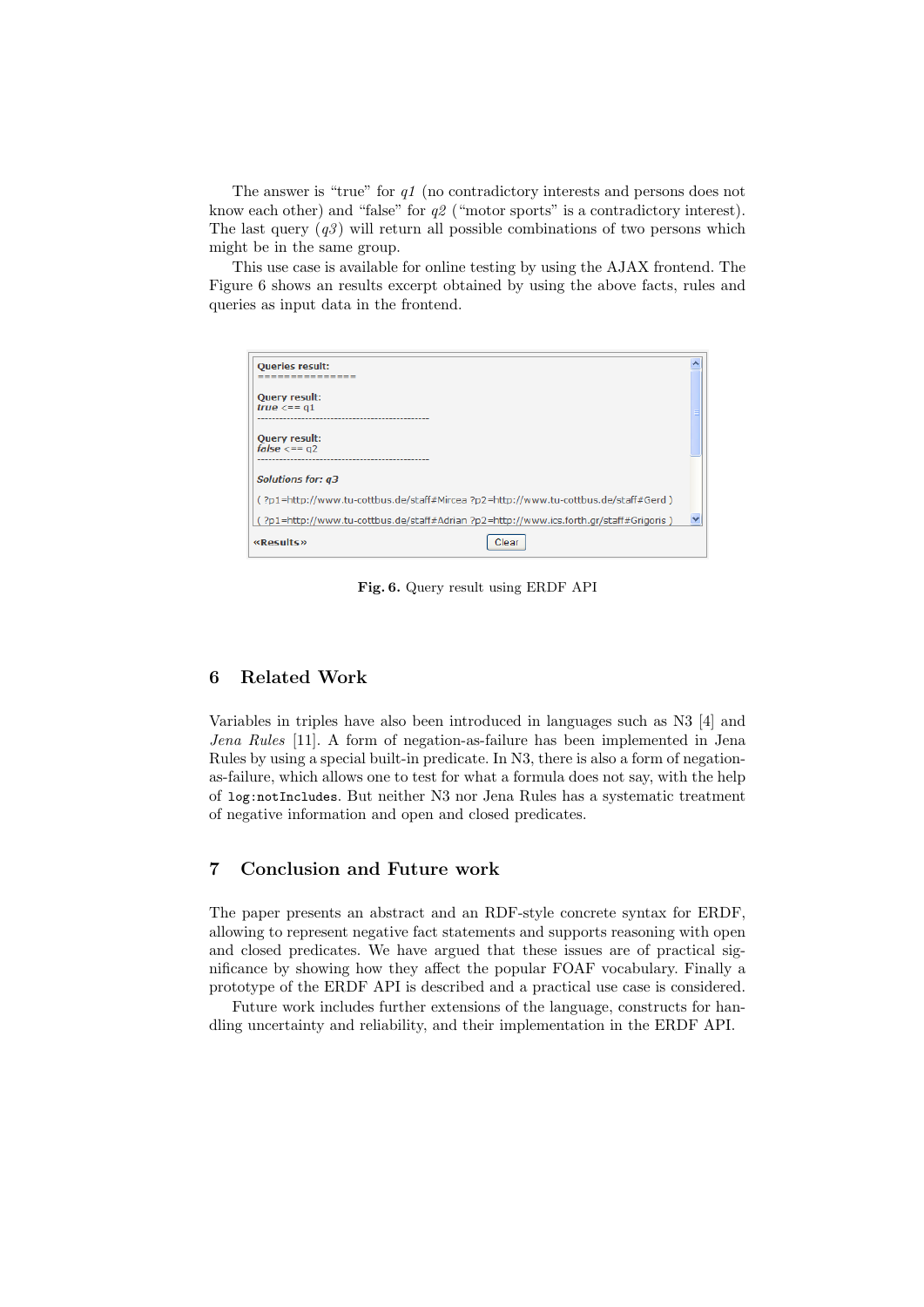The answer is "true" for *q1* (no contradictory interests and persons does not know each other) and "false" for *q2* ("motor sports" is a contradictory interest). The last query (*q3*) will return all possible combinations of two persons which might be in the same group.

This use case is available for online testing by using the AJAX frontend. The Figure 6 shows an results excerpt obtained by using the above facts, rules and queries as input data in the frontend.

```
Queries result:
===============

Query result:
true <== q1
-----------------------------------------------

Query result:
false <== q2
-----------------------------------------------

Solutions for: q3

( ?p1=http://www.tu-cottbus.de/staff#Mircea ?p2=http://www.tu-cottbus.de/staff#Gerd )

( ?p1=http://www.tu-cottbus.de/staff#Adrian ?p2=http://www.ics.forth.gr/staff#Grigoris )

«Results»                                   Clear
```

**Fig. 6.** Query result using ERDF API

## 6 Related Work

Variables in triples have also been introduced in languages such as N3 [4] and *Jena Rules* [11]. A form of negation-as-failure has been implemented in Jena Rules by using a special built-in predicate. In N3, there is also a form of negation-as-failure, which allows one to test for what a formula does not say, with the help of `log:notIncludes`. But neither N3 nor Jena Rules has a systematic treatment of negative information and open and closed predicates.

## 7 Conclusion and Future work

The paper presents an abstract and an RDF-style concrete syntax for ERDF, allowing to represent negative fact statements and supports reasoning with open and closed predicates. We have argued that these issues are of practical significance by showing how they affect the popular FOAF vocabulary. Finally a prototype of the ERDF API is described and a practical use case is considered.

Future work includes further extensions of the language, constructs for handling uncertainty and reliability, and their implementation in the ERDF API.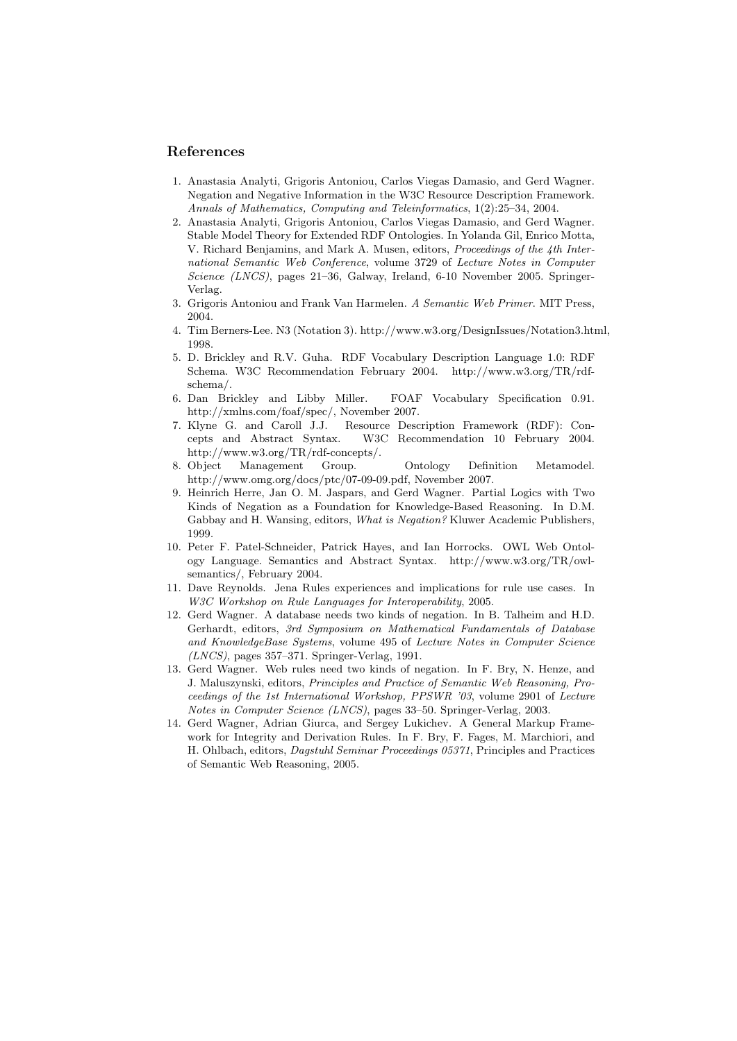## References

1. Anastasia Analyti, Grigoris Antoniou, Carlos Viegas Damasio, and Gerd Wagner. Negation and Negative Information in the W3C Resource Description Framework. *Annals of Mathematics, Computing and Teleinformatics*, 1(2):25–34, 2004.
2. Anastasia Analyti, Grigoris Antoniou, Carlos Viegas Damasio, and Gerd Wagner. Stable Model Theory for Extended RDF Ontologies. In Yolanda Gil, Enrico Motta, V. Richard Benjamins, and Mark A. Musen, editors, *Proceedings of the 4th International Semantic Web Conference*, volume 3729 of *Lecture Notes in Computer Science (LNCS)*, pages 21–36, Galway, Ireland, 6-10 November 2005. Springer-Verlag.
3. Grigoris Antoniou and Frank Van Harmelen. *A Semantic Web Primer*. MIT Press, 2004.
4. Tim Berners-Lee. N3 (Notation 3). http://www.w3.org/DesignIssues/Notation3.html, 1998.
5. D. Brickley and R.V. Guha. RDF Vocabulary Description Language 1.0: RDF Schema. W3C Recommendation February 2004. http://www.w3.org/TR/rdf-schema/.
6. Dan Brickley and Libby Miller. FOAF Vocabulary Specification 0.91. http://xmlns.com/foaf/spec/, November 2007.
7. Klyne G. and Caroll J.J. Resource Description Framework (RDF): Concepts and Abstract Syntax. W3C Recommendation 10 February 2004. http://www.w3.org/TR/rdf-concepts/.
8. Object Management Group. Ontology Definition Metamodel. http://www.omg.org/docs/ptc/07-09-09.pdf, November 2007.
9. Heinrich Herre, Jan O. M. Jaspars, and Gerd Wagner. Partial Logics with Two Kinds of Negation as a Foundation for Knowledge-Based Reasoning. In D.M. Gabbay and H. Wansing, editors, *What is Negation?* Kluwer Academic Publishers, 1999.
10. Peter F. Patel-Schneider, Patrick Hayes, and Ian Horrocks. OWL Web Ontology Language. Semantics and Abstract Syntax. http://www.w3.org/TR/owl-semantics/, February 2004.
11. Dave Reynolds. Jena Rules experiences and implications for rule use cases. In *W3C Workshop on Rule Languages for Interoperability*, 2005.
12. Gerd Wagner. A database needs two kinds of negation. In B. Talheim and H.D. Gerhardt, editors, *3rd Symposium on Mathematical Fundamentals of Database and KnowledgeBase Systems*, volume 495 of *Lecture Notes in Computer Science (LNCS)*, pages 357–371. Springer-Verlag, 1991.
13. Gerd Wagner. Web rules need two kinds of negation. In F. Bry, N. Henze, and J. Maluszynski, editors, *Principles and Practice of Semantic Web Reasoning, Proceedings of the 1st International Workshop, PPSWR '03*, volume 2901 of *Lecture Notes in Computer Science (LNCS)*, pages 33–50. Springer-Verlag, 2003.
14. Gerd Wagner, Adrian Giurca, and Sergey Lukichev. A General Markup Framework for Integrity and Derivation Rules. In F. Bry, F. Fages, M. Marchiori, and H. Ohlbach, editors, *Dagstuhl Seminar Proceedings 05371*, Principles and Practices of Semantic Web Reasoning, 2005.